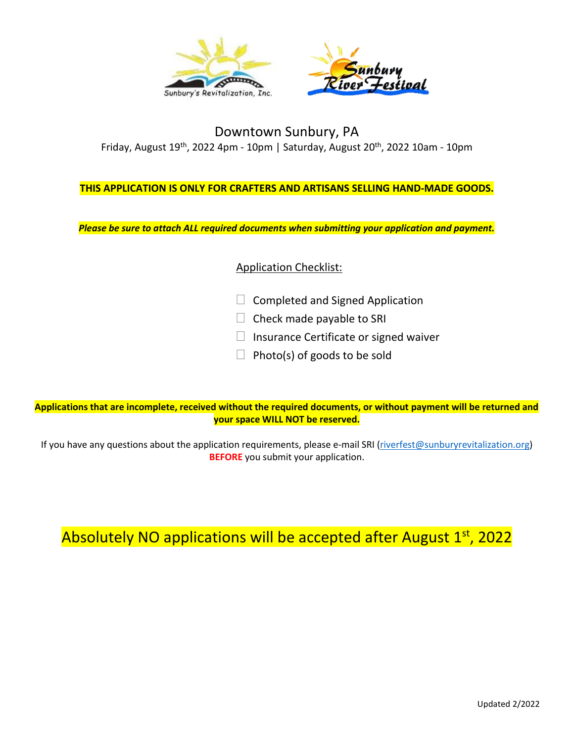Sunbury's Revitalization, Inc.

Sunbury River Festival

# Downtown Sunbury, PA

Friday, August 19th, 2022 4pm - 10pm | Saturday, August 20th, 2022 10am - 10pm

**THIS APPLICATION IS ONLY FOR CRAFTERS AND ARTISANS SELLING HAND-MADE GOODS.**

***Please be sure to attach ALL required documents when submitting your application and payment.***

## Application Checklist:

- ☐ Completed and Signed Application
- ☐ Check made payable to SRI
- ☐ Insurance Certificate or signed waiver
- ☐ Photo(s) of goods to be sold

**Applications that are incomplete, received without the required documents, or without payment will be returned and your space WILL NOT be reserved.**

If you have any questions about the application requirements, please e-mail SRI (riverfest@sunburyrevitalization.org) **BEFORE** you submit your application.

## Absolutely NO applications will be accepted after August 1st, 2022

Updated 2/2022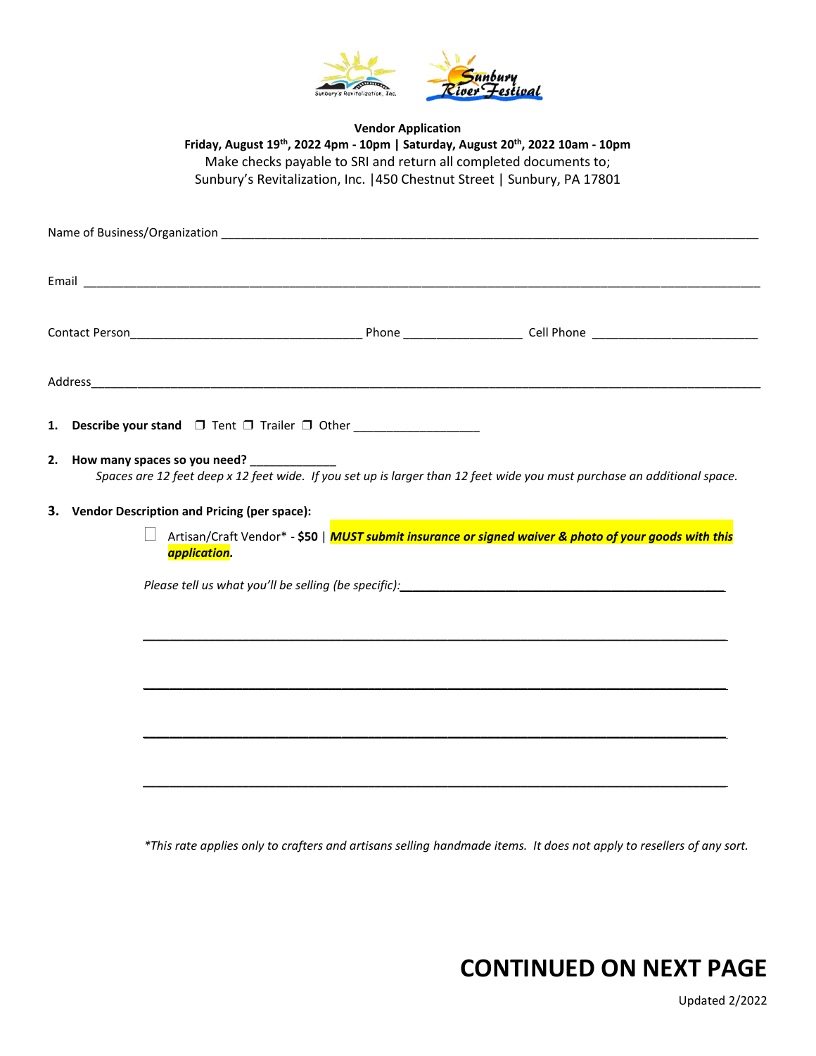**Vendor Application**

**Friday, August 19th, 2022 4pm - 10pm | Saturday, August 20th, 2022 10am - 10pm**

Make checks payable to SRI and return all completed documents to;

Sunbury's Revitalization, Inc. |450 Chestnut Street | Sunbury, PA 17801

Name of Business/Organization \_\_\_\_\_\_\_\_\_\_\_\_\_\_\_\_\_\_\_\_\_\_\_\_\_\_\_\_\_\_\_\_\_\_\_\_\_\_\_\_

Email \_\_\_\_\_\_\_\_\_\_\_\_\_\_\_\_\_\_\_\_\_\_\_\_\_\_\_\_\_\_\_\_\_\_\_\_\_\_\_\_\_\_\_\_\_\_\_\_\_\_\_\_

Contact Person\_\_\_\_\_\_\_\_\_\_\_\_\_\_\_\_\_\_\_\_ Phone \_\_\_\_\_\_\_\_\_\_ Cell Phone \_\_\_\_\_\_\_\_\_\_\_\_\_\_

Address\_\_\_\_\_\_\_\_\_\_\_\_\_\_\_\_\_\_\_\_\_\_\_\_\_\_\_\_\_\_\_\_\_\_\_\_\_\_\_\_\_\_\_\_\_\_\_\_\_\_\_\_

1. **Describe your stand** ☐ Tent ☐ Trailer ☐ Other \_\_\_\_\_\_\_\_\_\_\_\_\_\_\_\_

2. **How many spaces so you need?** \_\_\_\_\_\_\_\_\_\_\_\_

   *Spaces are 12 feet deep x 12 feet wide. If you set up is larger than 12 feet wide you must purchase an additional space.*

3. **Vendor Description and Pricing (per space):**

   ☐ Artisan/Craft Vendor* - **$50** | ***MUST submit insurance or signed waiver & photo of your goods with this application.***

   *Please tell us what you'll be selling (be specific):*\_\_\_\_\_\_\_\_\_\_\_\_\_\_\_\_\_\_\_\_\_\_\_\_\_\_\_\_\_\_\_\_

   \_\_\_\_\_\_\_\_\_\_\_\_\_\_\_\_\_\_\_\_\_\_\_\_\_\_\_\_\_\_\_\_\_\_\_\_\_\_\_\_\_\_\_\_\_\_\_\_\_\_\_\_

   \_\_\_\_\_\_\_\_\_\_\_\_\_\_\_\_\_\_\_\_\_\_\_\_\_\_\_\_\_\_\_\_\_\_\_\_\_\_\_\_\_\_\_\_\_\_\_\_\_\_\_\_

   \_\_\_\_\_\_\_\_\_\_\_\_\_\_\_\_\_\_\_\_\_\_\_\_\_\_\_\_\_\_\_\_\_\_\_\_\_\_\_\_\_\_\_\_\_\_\_\_\_\_\_\_

   \_\_\_\_\_\_\_\_\_\_\_\_\_\_\_\_\_\_\_\_\_\_\_\_\_\_\_\_\_\_\_\_\_\_\_\_\_\_\_\_\_\_\_\_\_\_\_\_\_\_\_\_

*\*This rate applies only to crafters and artisans selling handmade items. It does not apply to resellers of any sort.*

## CONTINUED ON NEXT PAGE

Updated 2/2022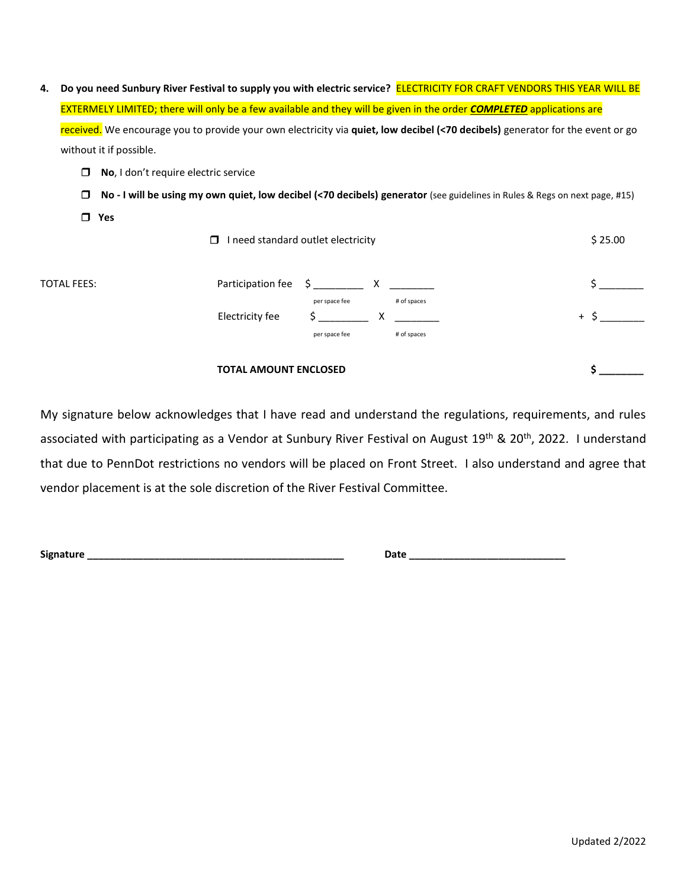4. **Do you need Sunbury River Festival to supply you with electric service?** ELECTRICITY FOR CRAFT VENDORS THIS YEAR WILL BE EXTERMELY LIMITED; there will only be a few available and they will be given in the order ***COMPLETED*** applications are received. We encourage you to provide your own electricity via **quiet, low decibel (<70 decibels)** generator for the event or go without it if possible.

   - ❐ **No**, I don't require electric service
   - ❐ **No - I will be using my own quiet, low decibel (<70 decibels) generator** (see guidelines in Rules & Regs on next page, #15)
   - ❐ **Yes**
     - ❐ I need standard outlet electricity — $ 25.00

TOTAL FEES:

| | | | | | |
|---|---|---|---|---|---|
| Participation fee | $ _________ (per space fee) | X | ________ (# of spaces) | | $ ________ |
| Electricity fee | $ _________ (per space fee) | X | ________ (# of spaces) | + | $ ________ |
| **TOTAL AMOUNT ENCLOSED** | | | | | **$ ________** |

My signature below acknowledges that I have read and understand the regulations, requirements, and rules associated with participating as a Vendor at Sunbury River Festival on August 19th & 20th, 2022. I understand that due to PennDot restrictions no vendors will be placed on Front Street. I also understand and agree that vendor placement is at the sole discretion of the River Festival Committee.

**Signature** ______________________________________________ **Date** ____________________________

Updated 2/2022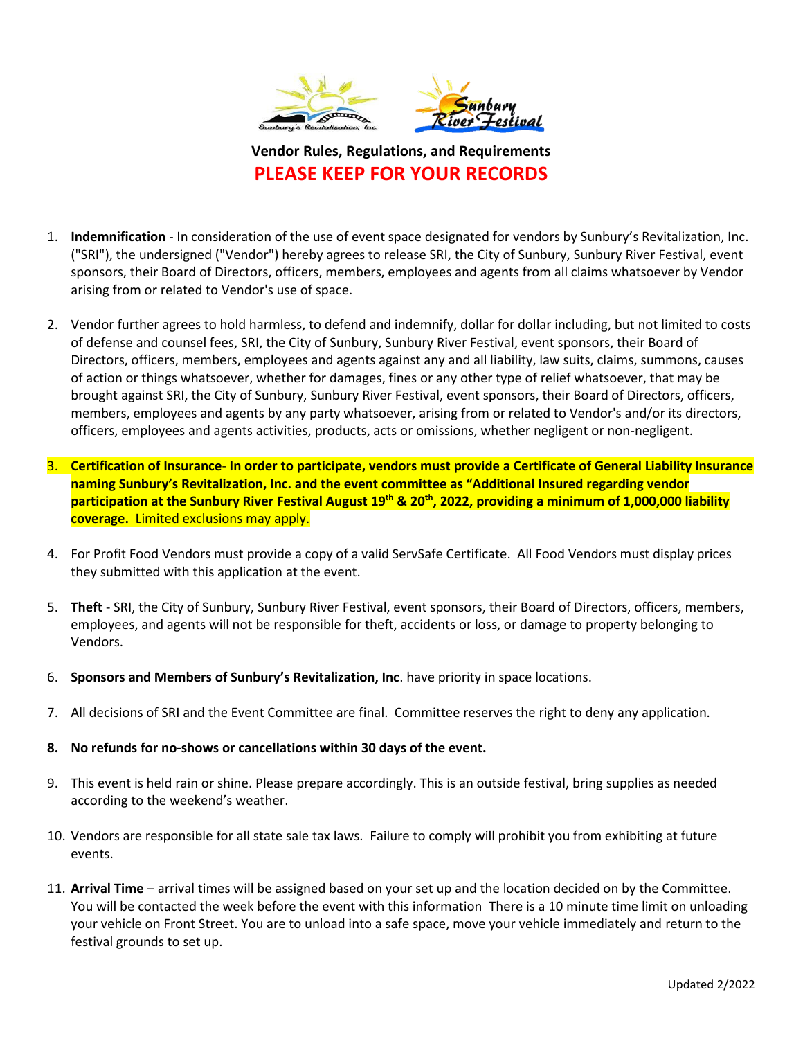## Vendor Rules, Regulations, and Requirements

## PLEASE KEEP FOR YOUR RECORDS

1. **Indemnification** - In consideration of the use of event space designated for vendors by Sunbury's Revitalization, Inc. ("SRI"), the undersigned ("Vendor") hereby agrees to release SRI, the City of Sunbury, Sunbury River Festival, event sponsors, their Board of Directors, officers, members, employees and agents from all claims whatsoever by Vendor arising from or related to Vendor's use of space.

2. Vendor further agrees to hold harmless, to defend and indemnify, dollar for dollar including, but not limited to costs of defense and counsel fees, SRI, the City of Sunbury, Sunbury River Festival, event sponsors, their Board of Directors, officers, members, employees and agents against any and all liability, law suits, claims, summons, causes of action or things whatsoever, whether for damages, fines or any other type of relief whatsoever, that may be brought against SRI, the City of Sunbury, Sunbury River Festival, event sponsors, their Board of Directors, officers, members, employees and agents by any party whatsoever, arising from or related to Vendor's and/or its directors, officers, employees and agents activities, products, acts or omissions, whether negligent or non-negligent.

3. **Certification of Insurance- In order to participate, vendors must provide a Certificate of General Liability Insurance naming Sunbury's Revitalization, Inc. and the event committee as "Additional Insured regarding vendor participation at the Sunbury River Festival August 19th & 20th, 2022, providing a minimum of 1,000,000 liability coverage.** Limited exclusions may apply.

4. For Profit Food Vendors must provide a copy of a valid ServSafe Certificate. All Food Vendors must display prices they submitted with this application at the event.

5. **Theft** - SRI, the City of Sunbury, Sunbury River Festival, event sponsors, their Board of Directors, officers, members, employees, and agents will not be responsible for theft, accidents or loss, or damage to property belonging to Vendors.

6. **Sponsors and Members of Sunbury's Revitalization, Inc**. have priority in space locations.

7. All decisions of SRI and the Event Committee are final. Committee reserves the right to deny any application.

8. **No refunds for no-shows or cancellations within 30 days of the event.**

9. This event is held rain or shine. Please prepare accordingly. This is an outside festival, bring supplies as needed according to the weekend's weather.

10. Vendors are responsible for all state sale tax laws. Failure to comply will prohibit you from exhibiting at future events.

11. **Arrival Time** – arrival times will be assigned based on your set up and the location decided on by the Committee. You will be contacted the week before the event with this information There is a 10 minute time limit on unloading your vehicle on Front Street. You are to unload into a safe space, move your vehicle immediately and return to the festival grounds to set up.

Updated 2/2022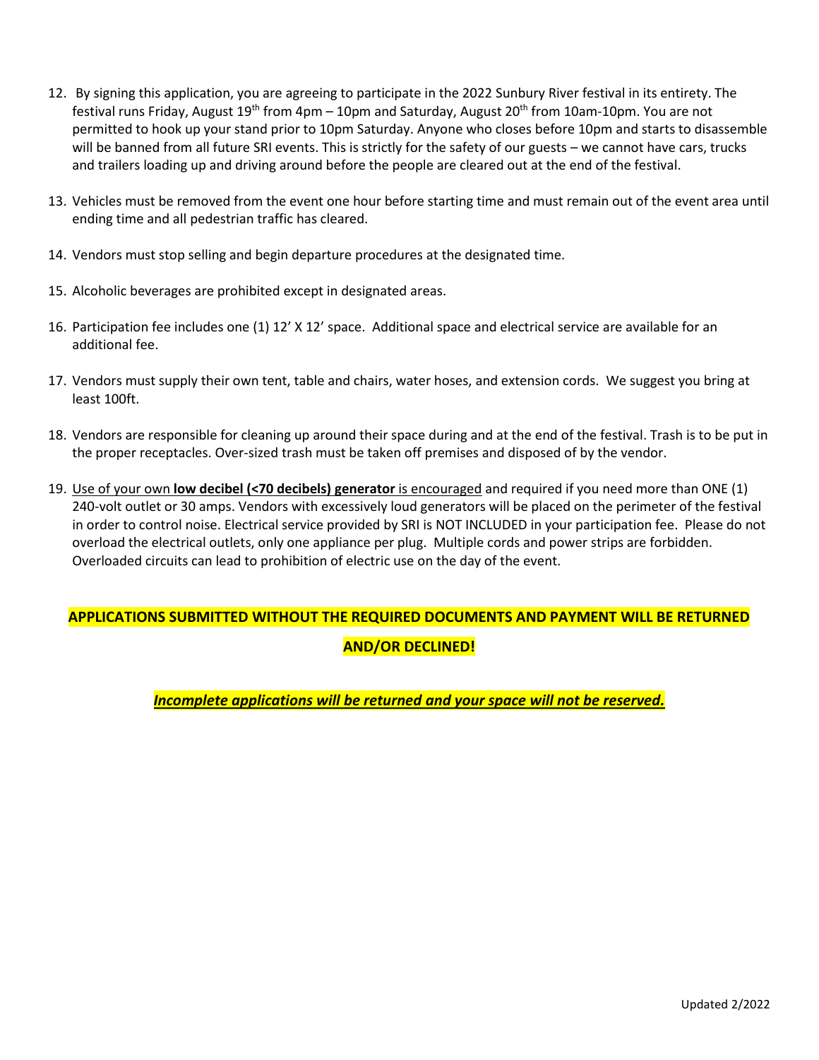12. By signing this application, you are agreeing to participate in the 2022 Sunbury River festival in its entirety. The festival runs Friday, August 19th from 4pm – 10pm and Saturday, August 20th from 10am-10pm. You are not permitted to hook up your stand prior to 10pm Saturday. Anyone who closes before 10pm and starts to disassemble will be banned from all future SRI events. This is strictly for the safety of our guests – we cannot have cars, trucks and trailers loading up and driving around before the people are cleared out at the end of the festival.

13. Vehicles must be removed from the event one hour before starting time and must remain out of the event area until ending time and all pedestrian traffic has cleared.

14. Vendors must stop selling and begin departure procedures at the designated time.

15. Alcoholic beverages are prohibited except in designated areas.

16. Participation fee includes one (1) 12' X 12' space. Additional space and electrical service are available for an additional fee.

17. Vendors must supply their own tent, table and chairs, water hoses, and extension cords. We suggest you bring at least 100ft.

18. Vendors are responsible for cleaning up around their space during and at the end of the festival. Trash is to be put in the proper receptacles. Over-sized trash must be taken off premises and disposed of by the vendor.

19. <u>Use of your own **low decibel (<70 decibels) generator** is encouraged</u> and required if you need more than ONE (1) 240-volt outlet or 30 amps. Vendors with excessively loud generators will be placed on the perimeter of the festival in order to control noise. Electrical service provided by SRI is NOT INCLUDED in your participation fee. Please do not overload the electrical outlets, only one appliance per plug. Multiple cords and power strips are forbidden. Overloaded circuits can lead to prohibition of electric use on the day of the event.

**APPLICATIONS SUBMITTED WITHOUT THE REQUIRED DOCUMENTS AND PAYMENT WILL BE RETURNED AND/OR DECLINED!**

***<u>Incomplete applications will be returned and your space will not be reserved.</u>***

Updated 2/2022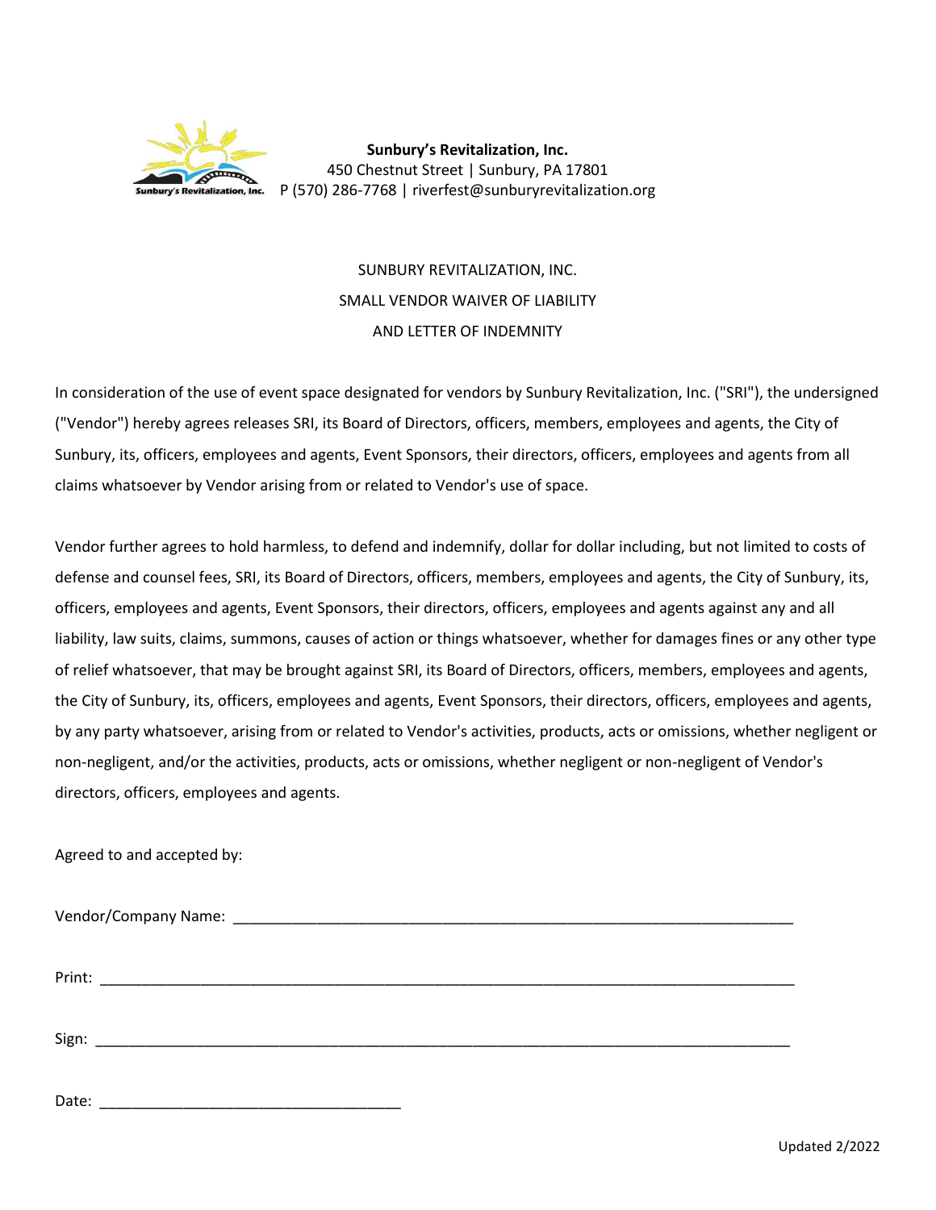**Sunbury's Revitalization, Inc.**
450 Chestnut Street | Sunbury, PA 17801
P (570) 286-7768 | riverfest@sunburyrevitalization.org

SUNBURY REVITALIZATION, INC.
SMALL VENDOR WAIVER OF LIABILITY
AND LETTER OF INDEMNITY

In consideration of the use of event space designated for vendors by Sunbury Revitalization, Inc. ("SRI"), the undersigned ("Vendor") hereby agrees releases SRI, its Board of Directors, officers, members, employees and agents, the City of Sunbury, its, officers, employees and agents, Event Sponsors, their directors, officers, employees and agents from all claims whatsoever by Vendor arising from or related to Vendor's use of space.

Vendor further agrees to hold harmless, to defend and indemnify, dollar for dollar including, but not limited to costs of defense and counsel fees, SRI, its Board of Directors, officers, members, employees and agents, the City of Sunbury, its, officers, employees and agents, Event Sponsors, their directors, officers, employees and agents against any and all liability, law suits, claims, summons, causes of action or things whatsoever, whether for damages fines or any other type of relief whatsoever, that may be brought against SRI, its Board of Directors, officers, members, employees and agents, the City of Sunbury, its, officers, employees and agents, Event Sponsors, their directors, officers, employees and agents, by any party whatsoever, arising from or related to Vendor's activities, products, acts or omissions, whether negligent or non-negligent, and/or the activities, products, acts or omissions, whether negligent or non-negligent of Vendor's directors, officers, employees and agents.

Agreed to and accepted by:

Vendor/Company Name: ______________________________________________________________________

Print: ______________________________________________________________________________

Sign: _______________________________________________________________________________

Date: ___________________________________

Updated 2/2022